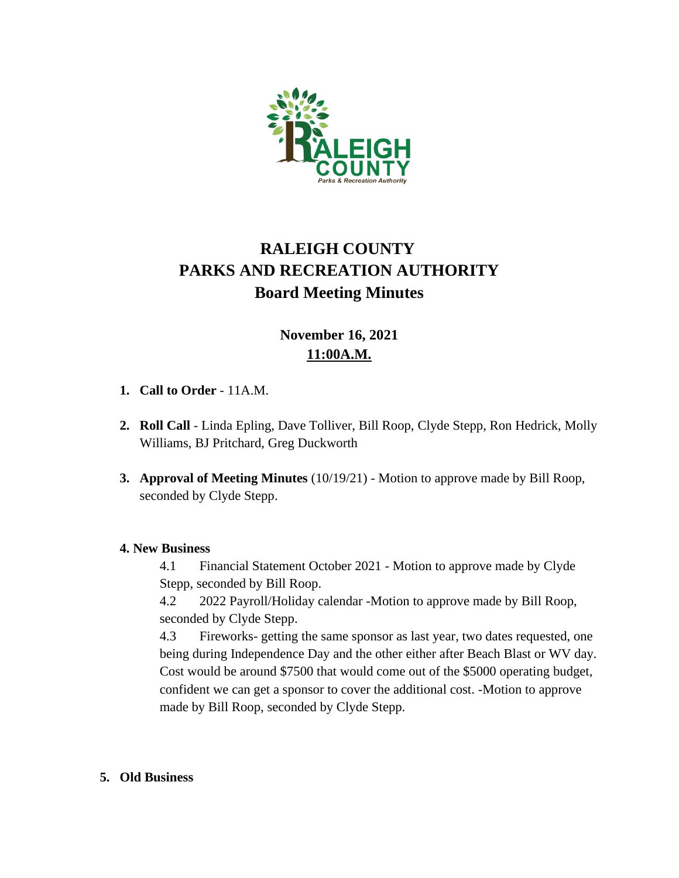# RALEIGH COUNTY
# PARKS AND RECREATION AUTHORITY
# Board Meeting Minutes

**November 16, 2021**
**11:00A.M.**

1. **Call to Order** - 11A.M.

2. **Roll Call** - Linda Epling, Dave Tolliver, Bill Roop, Clyde Stepp, Ron Hedrick, Molly Williams, BJ Pritchard, Greg Duckworth

3. **Approval of Meeting Minutes** (10/19/21) - Motion to approve made by Bill Roop, seconded by Clyde Stepp.

**4. New Business**

4.1 Financial Statement October 2021 - Motion to approve made by Clyde Stepp, seconded by Bill Roop.

4.2 2022 Payroll/Holiday calendar -Motion to approve made by Bill Roop, seconded by Clyde Stepp.

4.3 Fireworks- getting the same sponsor as last year, two dates requested, one being during Independence Day and the other either after Beach Blast or WV day. Cost would be around $7500 that would come out of the $5000 operating budget, confident we can get a sponsor to cover the additional cost. -Motion to approve made by Bill Roop, seconded by Clyde Stepp.

5. **Old Business**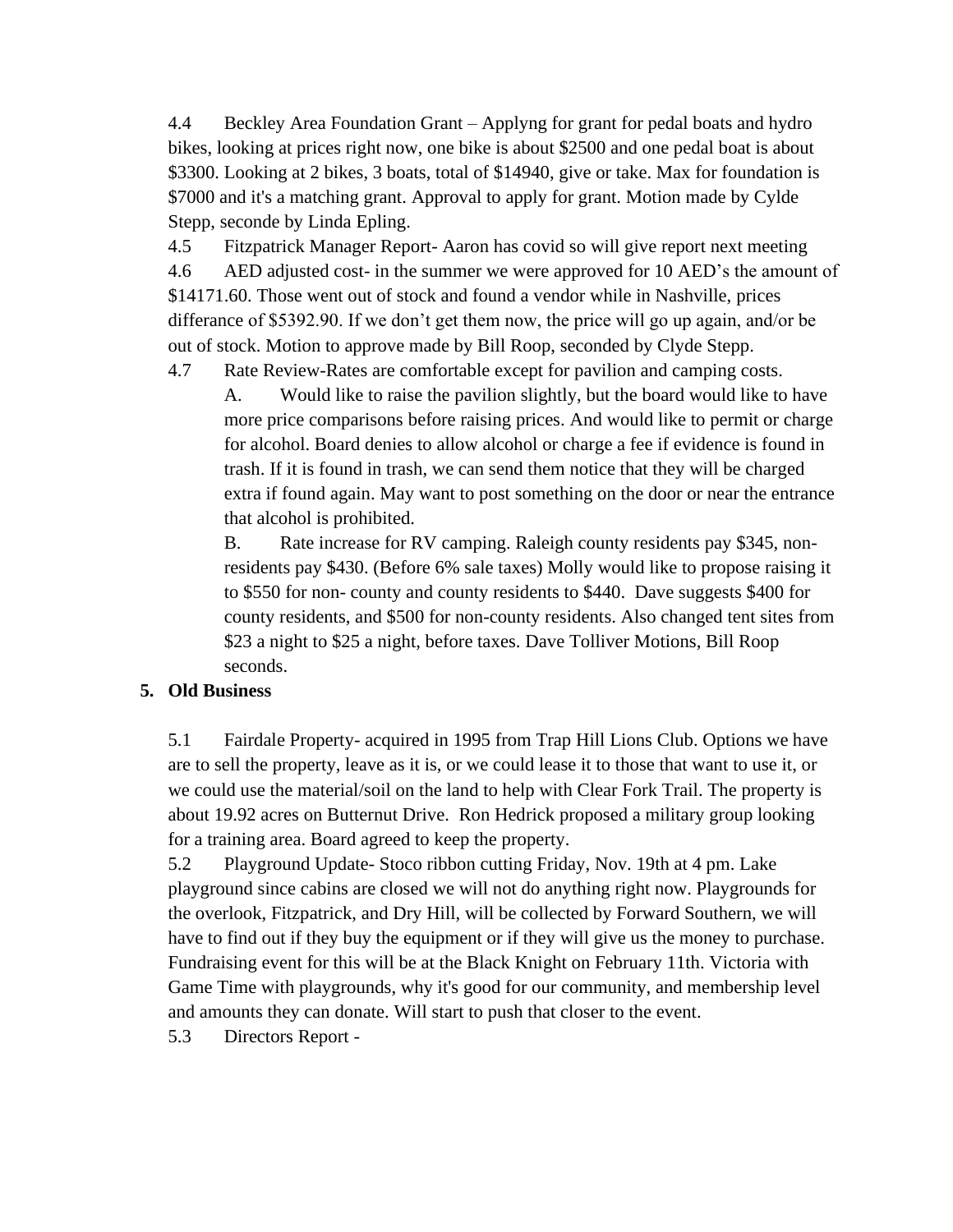4.4 Beckley Area Foundation Grant – Applyng for grant for pedal boats and hydro bikes, looking at prices right now, one bike is about $2500 and one pedal boat is about $3300. Looking at 2 bikes, 3 boats, total of $14940, give or take. Max for foundation is $7000 and it's a matching grant. Approval to apply for grant. Motion made by Cylde Stepp, seconde by Linda Epling.

4.5 Fitzpatrick Manager Report- Aaron has covid so will give report next meeting

4.6 AED adjusted cost- in the summer we were approved for 10 AED's the amount of $14171.60. Those went out of stock and found a vendor while in Nashville, prices differance of $5392.90. If we don't get them now, the price will go up again, and/or be out of stock. Motion to approve made by Bill Roop, seconded by Clyde Stepp.

4.7 Rate Review-Rates are comfortable except for pavilion and camping costs.

A. Would like to raise the pavilion slightly, but the board would like to have more price comparisons before raising prices. And would like to permit or charge for alcohol. Board denies to allow alcohol or charge a fee if evidence is found in trash. If it is found in trash, we can send them notice that they will be charged extra if found again. May want to post something on the door or near the entrance that alcohol is prohibited.

B. Rate increase for RV camping. Raleigh county residents pay $345, non-residents pay $430. (Before 6% sale taxes) Molly would like to propose raising it to $550 for non- county and county residents to $440. Dave suggests $400 for county residents, and $500 for non-county residents. Also changed tent sites from $23 a night to $25 a night, before taxes. Dave Tolliver Motions, Bill Roop seconds.

## 5. Old Business

5.1 Fairdale Property- acquired in 1995 from Trap Hill Lions Club. Options we have are to sell the property, leave as it is, or we could lease it to those that want to use it, or we could use the material/soil on the land to help with Clear Fork Trail. The property is about 19.92 acres on Butternut Drive. Ron Hedrick proposed a military group looking for a training area. Board agreed to keep the property.

5.2 Playground Update- Stoco ribbon cutting Friday, Nov. 19th at 4 pm. Lake playground since cabins are closed we will not do anything right now. Playgrounds for the overlook, Fitzpatrick, and Dry Hill, will be collected by Forward Southern, we will have to find out if they buy the equipment or if they will give us the money to purchase. Fundraising event for this will be at the Black Knight on February 11th. Victoria with Game Time with playgrounds, why it's good for our community, and membership level and amounts they can donate. Will start to push that closer to the event.

5.3 Directors Report -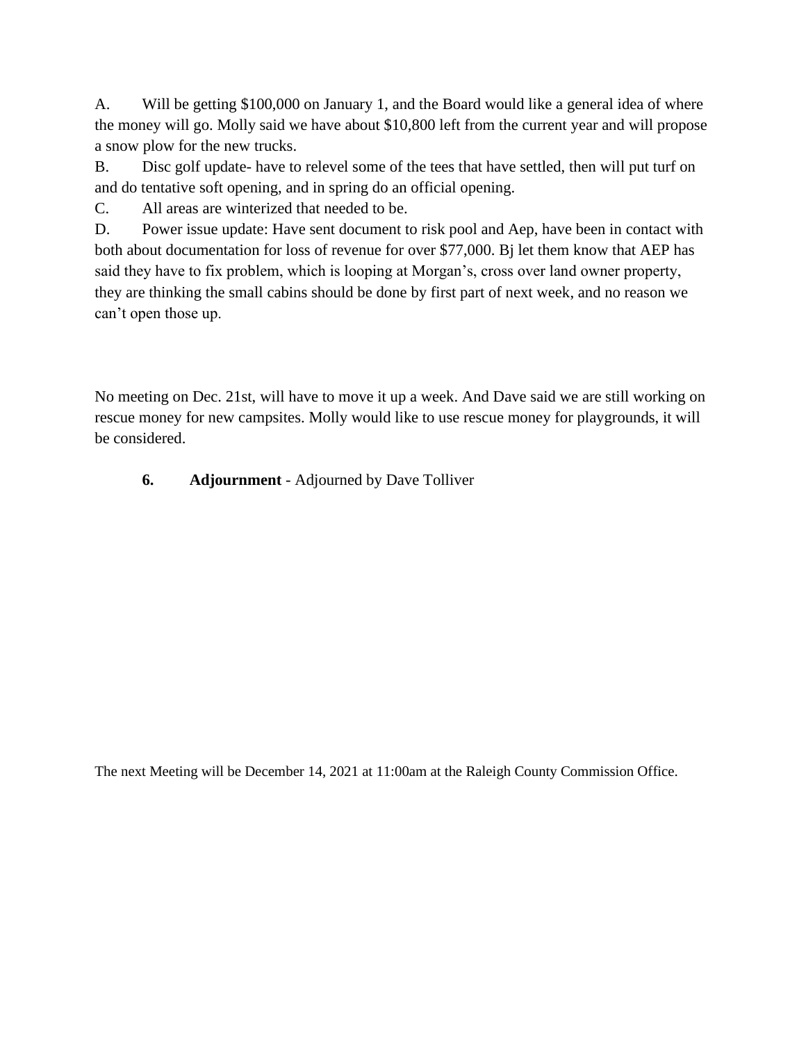A. Will be getting $100,000 on January 1, and the Board would like a general idea of where the money will go. Molly said we have about $10,800 left from the current year and will propose a snow plow for the new trucks.

B. Disc golf update- have to relevel some of the tees that have settled, then will put turf on and do tentative soft opening, and in spring do an official opening.

C. All areas are winterized that needed to be.

D. Power issue update: Have sent document to risk pool and Aep, have been in contact with both about documentation for loss of revenue for over $77,000. Bj let them know that AEP has said they have to fix problem, which is looping at Morgan's, cross over land owner property, they are thinking the small cabins should be done by first part of next week, and no reason we can't open those up.

No meeting on Dec. 21st, will have to move it up a week. And Dave said we are still working on rescue money for new campsites. Molly would like to use rescue money for playgrounds, it will be considered.

**6. Adjournment** - Adjourned by Dave Tolliver

The next Meeting will be December 14, 2021 at 11:00am at the Raleigh County Commission Office.